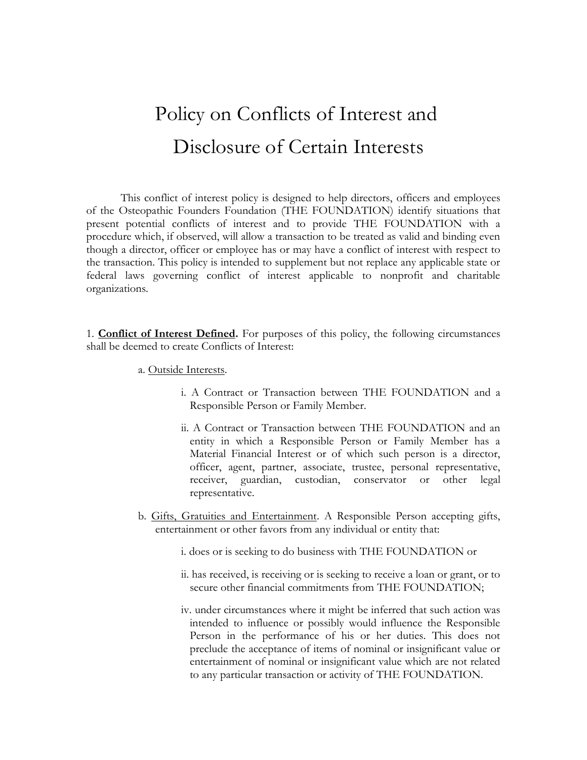# Policy on Conflicts of Interest and Disclosure of Certain Interests

This conflict of interest policy is designed to help directors, officers and employees of the Osteopathic Founders Foundation (THE FOUNDATION) identify situations that present potential conflicts of interest and to provide THE FOUNDATION with a procedure which, if observed, will allow a transaction to be treated as valid and binding even though a director, officer or employee has or may have a conflict of interest with respect to the transaction. This policy is intended to supplement but not replace any applicable state or federal laws governing conflict of interest applicable to nonprofit and charitable organizations.

1. **Conflict of Interest Defined.** For purposes of this policy, the following circumstances shall be deemed to create Conflicts of Interest:

   a. Outside Interests.

      i. A Contract or Transaction between THE FOUNDATION and a Responsible Person or Family Member.

      ii. A Contract or Transaction between THE FOUNDATION and an entity in which a Responsible Person or Family Member has a Material Financial Interest or of which such person is a director, officer, agent, partner, associate, trustee, personal representative, receiver, guardian, custodian, conservator or other legal representative.

   b. Gifts, Gratuities and Entertainment. A Responsible Person accepting gifts, entertainment or other favors from any individual or entity that:

      i. does or is seeking to do business with THE FOUNDATION or

      ii. has received, is receiving or is seeking to receive a loan or grant, or to secure other financial commitments from THE FOUNDATION;

      iv. under circumstances where it might be inferred that such action was intended to influence or possibly would influence the Responsible Person in the performance of his or her duties. This does not preclude the acceptance of items of nominal or insignificant value or entertainment of nominal or insignificant value which are not related to any particular transaction or activity of THE FOUNDATION.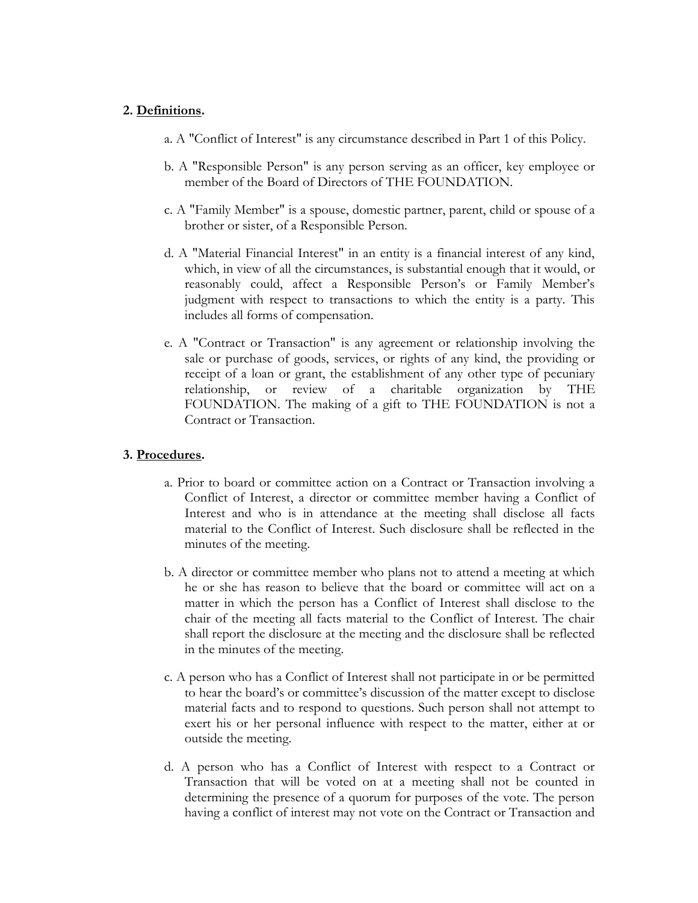**2. Definitions.**

a. A "Conflict of Interest" is any circumstance described in Part 1 of this Policy.

b. A "Responsible Person" is any person serving as an officer, key employee or member of the Board of Directors of THE FOUNDATION.

c. A "Family Member" is a spouse, domestic partner, parent, child or spouse of a brother or sister, of a Responsible Person.

d. A "Material Financial Interest" in an entity is a financial interest of any kind, which, in view of all the circumstances, is substantial enough that it would, or reasonably could, affect a Responsible Person's or Family Member's judgment with respect to transactions to which the entity is a party. This includes all forms of compensation.

e. A "Contract or Transaction" is any agreement or relationship involving the sale or purchase of goods, services, or rights of any kind, the providing or receipt of a loan or grant, the establishment of any other type of pecuniary relationship, or review of a charitable organization by THE FOUNDATION. The making of a gift to THE FOUNDATION is not a Contract or Transaction.

**3. Procedures.**

a. Prior to board or committee action on a Contract or Transaction involving a Conflict of Interest, a director or committee member having a Conflict of Interest and who is in attendance at the meeting shall disclose all facts material to the Conflict of Interest. Such disclosure shall be reflected in the minutes of the meeting.

b. A director or committee member who plans not to attend a meeting at which he or she has reason to believe that the board or committee will act on a matter in which the person has a Conflict of Interest shall disclose to the chair of the meeting all facts material to the Conflict of Interest. The chair shall report the disclosure at the meeting and the disclosure shall be reflected in the minutes of the meeting.

c. A person who has a Conflict of Interest shall not participate in or be permitted to hear the board's or committee's discussion of the matter except to disclose material facts and to respond to questions. Such person shall not attempt to exert his or her personal influence with respect to the matter, either at or outside the meeting.

d. A person who has a Conflict of Interest with respect to a Contract or Transaction that will be voted on at a meeting shall not be counted in determining the presence of a quorum for purposes of the vote. The person having a conflict of interest may not vote on the Contract or Transaction and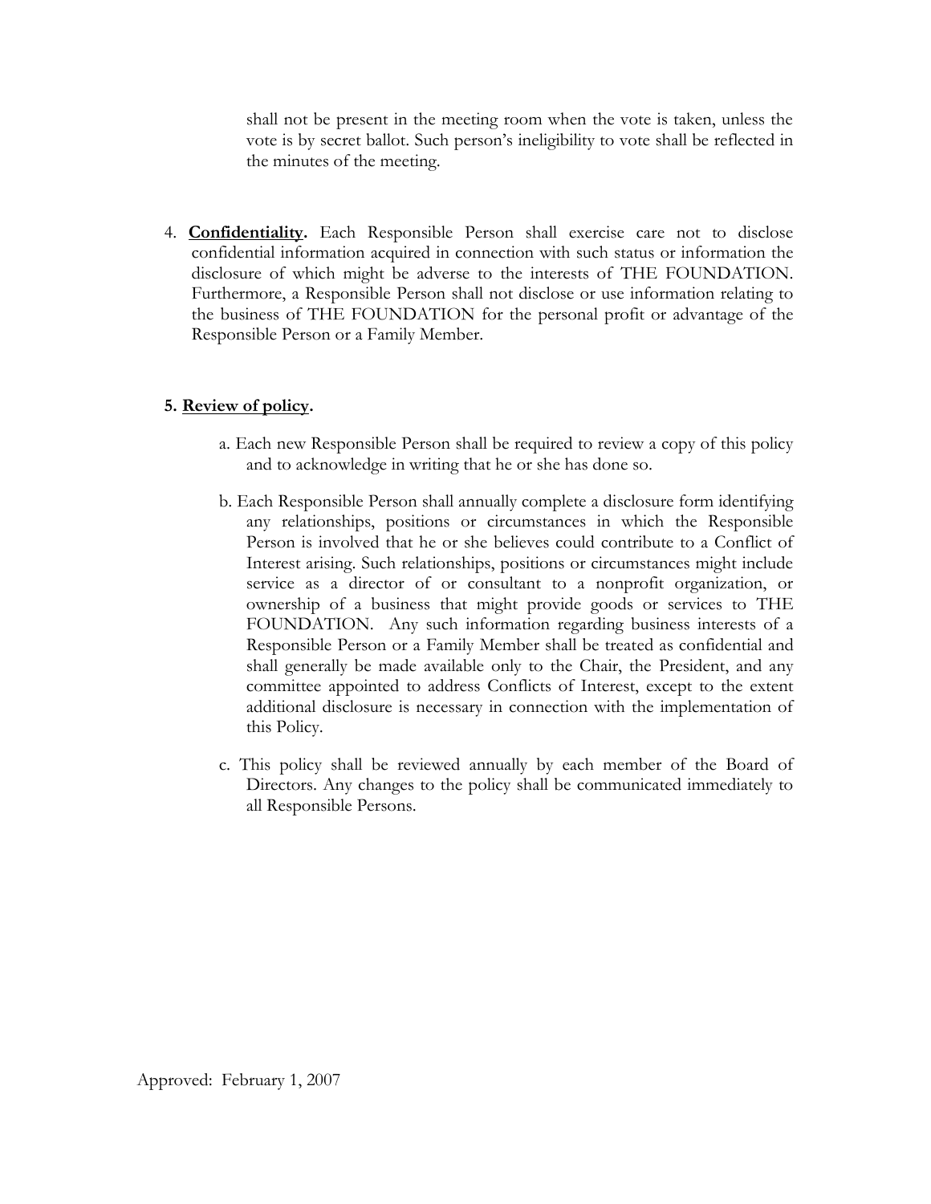shall not be present in the meeting room when the vote is taken, unless the vote is by secret ballot. Such person's ineligibility to vote shall be reflected in the minutes of the meeting.

4. **Confidentiality.** Each Responsible Person shall exercise care not to disclose confidential information acquired in connection with such status or information the disclosure of which might be adverse to the interests of THE FOUNDATION. Furthermore, a Responsible Person shall not disclose or use information relating to the business of THE FOUNDATION for the personal profit or advantage of the Responsible Person or a Family Member.

**5. Review of policy.**

a. Each new Responsible Person shall be required to review a copy of this policy and to acknowledge in writing that he or she has done so.

b. Each Responsible Person shall annually complete a disclosure form identifying any relationships, positions or circumstances in which the Responsible Person is involved that he or she believes could contribute to a Conflict of Interest arising. Such relationships, positions or circumstances might include service as a director of or consultant to a nonprofit organization, or ownership of a business that might provide goods or services to THE FOUNDATION. Any such information regarding business interests of a Responsible Person or a Family Member shall be treated as confidential and shall generally be made available only to the Chair, the President, and any committee appointed to address Conflicts of Interest, except to the extent additional disclosure is necessary in connection with the implementation of this Policy.

c. This policy shall be reviewed annually by each member of the Board of Directors. Any changes to the policy shall be communicated immediately to all Responsible Persons.

Approved: February 1, 2007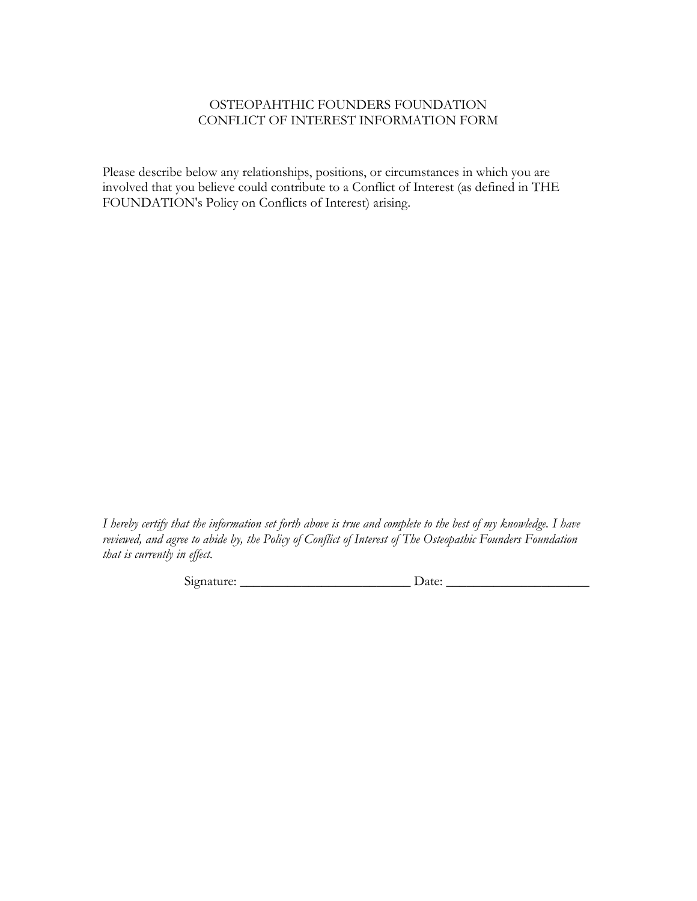OSTEOPAHTHIC FOUNDERS FOUNDATION
CONFLICT OF INTEREST INFORMATION FORM

Please describe below any relationships, positions, or circumstances in which you are involved that you believe could contribute to a Conflict of Interest (as defined in THE FOUNDATION's Policy on Conflicts of Interest) arising.

*I hereby certify that the information set forth above is true and complete to the best of my knowledge. I have reviewed, and agree to abide by, the Policy of Conflict of Interest of The Osteopathic Founders Foundation that is currently in effect.*

Signature: __________________________ Date: _____________________